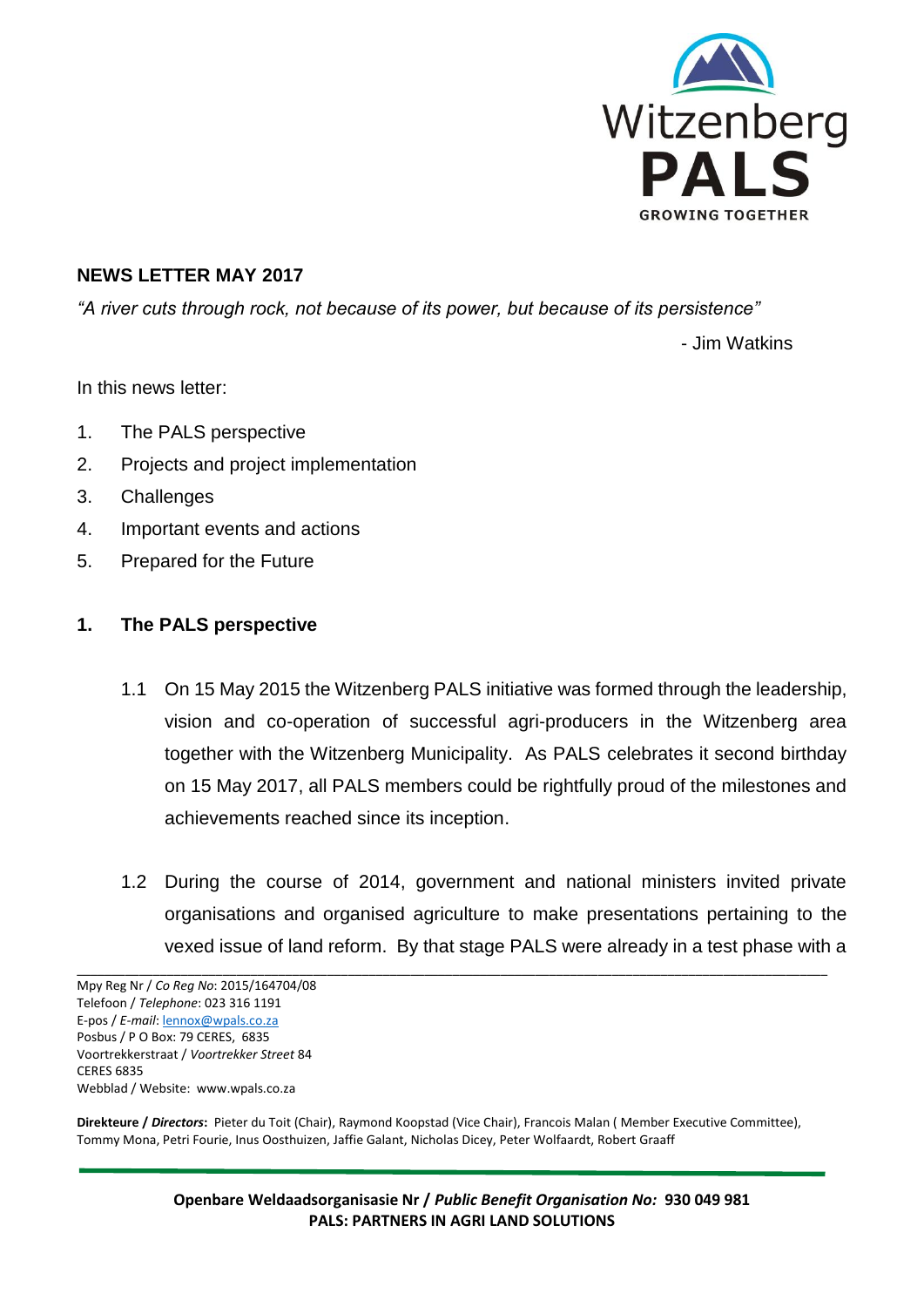## NEWS LETTER MAY 2017

*"A river cuts through rock, not because of its power, but because of its persistence"*

- Jim Watkins

In this news letter:

1. The PALS perspective
2. Projects and project implementation
3. Challenges
4. Important events and actions
5. Prepared for the Future

### 1. The PALS perspective

1.1 On 15 May 2015 the Witzenberg PALS initiative was formed through the leadership, vision and co-operation of successful agri-producers in the Witzenberg area together with the Witzenberg Municipality. As PALS celebrates it second birthday on 15 May 2017, all PALS members could be rightfully proud of the milestones and achievements reached since its inception.

1.2 During the course of 2014, government and national ministers invited private organisations and organised agriculture to make presentations pertaining to the vexed issue of land reform. By that stage PALS were already in a test phase with a

Mpy Reg Nr / *Co Reg No*: 2015/164704/08
Telefoon / *Telephone*: 023 316 1191
E-pos / *E-mail*: lennox@wpals.co.za
Posbus / P O Box: 79 CERES, 6835
Voortrekkerstraat / *Voortrekker Street* 84
CERES 6835
Webblad / Website: www.wpals.co.za

**Direkteure / *Directors*:** Pieter du Toit (Chair), Raymond Koopstad (Vice Chair), Francois Malan ( Member Executive Committee), Tommy Mona, Petri Fourie, Inus Oosthuizen, Jaffie Galant, Nicholas Dicey, Peter Wolfaardt, Robert Graaff

**Openbare Weldaadsorganisasie Nr / *Public Benefit Organisation No:* 930 049 981**
**PALS: PARTNERS IN AGRI LAND SOLUTIONS**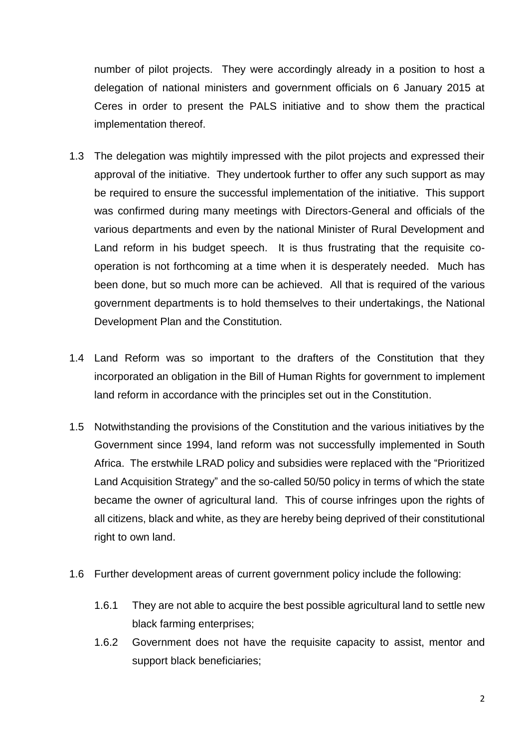number of pilot projects. They were accordingly already in a position to host a delegation of national ministers and government officials on 6 January 2015 at Ceres in order to present the PALS initiative and to show them the practical implementation thereof.

1.3 The delegation was mightily impressed with the pilot projects and expressed their approval of the initiative. They undertook further to offer any such support as may be required to ensure the successful implementation of the initiative. This support was confirmed during many meetings with Directors-General and officials of the various departments and even by the national Minister of Rural Development and Land reform in his budget speech. It is thus frustrating that the requisite co-operation is not forthcoming at a time when it is desperately needed. Much has been done, but so much more can be achieved. All that is required of the various government departments is to hold themselves to their undertakings, the National Development Plan and the Constitution.

1.4 Land Reform was so important to the drafters of the Constitution that they incorporated an obligation in the Bill of Human Rights for government to implement land reform in accordance with the principles set out in the Constitution.

1.5 Notwithstanding the provisions of the Constitution and the various initiatives by the Government since 1994, land reform was not successfully implemented in South Africa. The erstwhile LRAD policy and subsidies were replaced with the "Prioritized Land Acquisition Strategy" and the so-called 50/50 policy in terms of which the state became the owner of agricultural land. This of course infringes upon the rights of all citizens, black and white, as they are hereby being deprived of their constitutional right to own land.

1.6 Further development areas of current government policy include the following:

1.6.1 They are not able to acquire the best possible agricultural land to settle new black farming enterprises;

1.6.2 Government does not have the requisite capacity to assist, mentor and support black beneficiaries;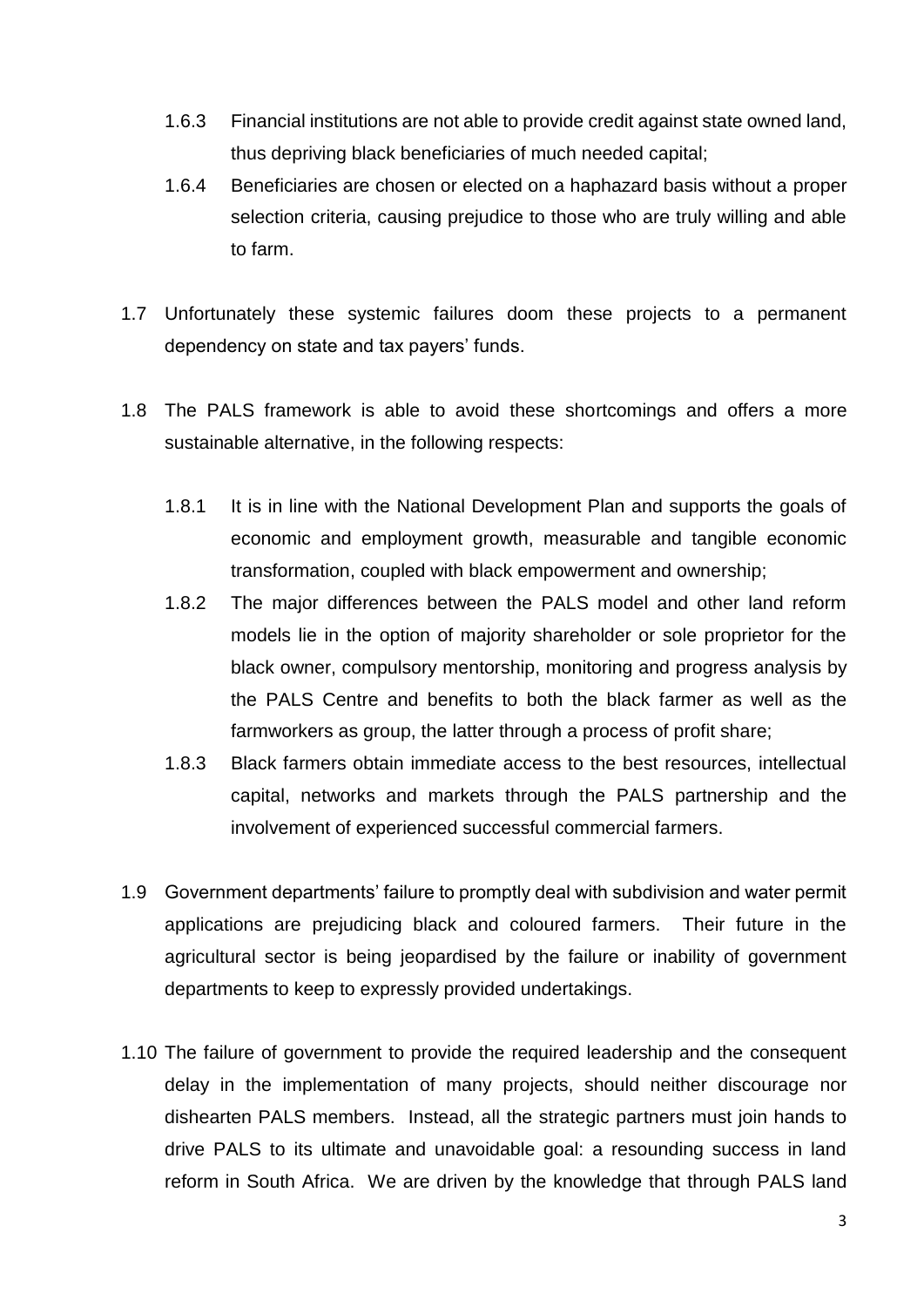1.6.3 Financial institutions are not able to provide credit against state owned land, thus depriving black beneficiaries of much needed capital;

1.6.4 Beneficiaries are chosen or elected on a haphazard basis without a proper selection criteria, causing prejudice to those who are truly willing and able to farm.

1.7 Unfortunately these systemic failures doom these projects to a permanent dependency on state and tax payers' funds.

1.8 The PALS framework is able to avoid these shortcomings and offers a more sustainable alternative, in the following respects:

1.8.1 It is in line with the National Development Plan and supports the goals of economic and employment growth, measurable and tangible economic transformation, coupled with black empowerment and ownership;

1.8.2 The major differences between the PALS model and other land reform models lie in the option of majority shareholder or sole proprietor for the black owner, compulsory mentorship, monitoring and progress analysis by the PALS Centre and benefits to both the black farmer as well as the farmworkers as group, the latter through a process of profit share;

1.8.3 Black farmers obtain immediate access to the best resources, intellectual capital, networks and markets through the PALS partnership and the involvement of experienced successful commercial farmers.

1.9 Government departments' failure to promptly deal with subdivision and water permit applications are prejudicing black and coloured farmers. Their future in the agricultural sector is being jeopardised by the failure or inability of government departments to keep to expressly provided undertakings.

1.10 The failure of government to provide the required leadership and the consequent delay in the implementation of many projects, should neither discourage nor dishearten PALS members. Instead, all the strategic partners must join hands to drive PALS to its ultimate and unavoidable goal: a resounding success in land reform in South Africa. We are driven by the knowledge that through PALS land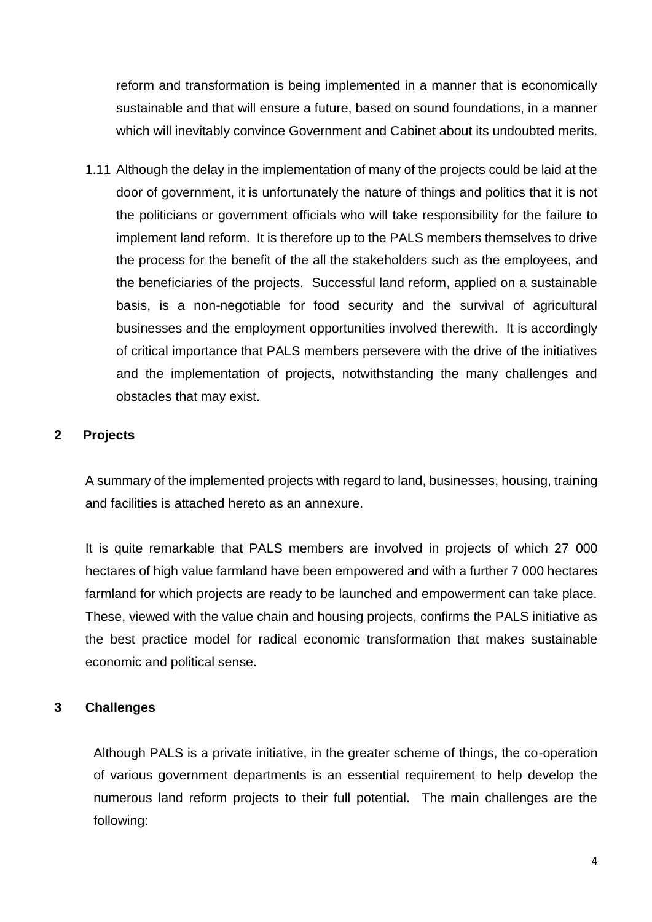reform and transformation is being implemented in a manner that is economically sustainable and that will ensure a future, based on sound foundations, in a manner which will inevitably convince Government and Cabinet about its undoubted merits.

1.11 Although the delay in the implementation of many of the projects could be laid at the door of government, it is unfortunately the nature of things and politics that it is not the politicians or government officials who will take responsibility for the failure to implement land reform. It is therefore up to the PALS members themselves to drive the process for the benefit of the all the stakeholders such as the employees, and the beneficiaries of the projects. Successful land reform, applied on a sustainable basis, is a non-negotiable for food security and the survival of agricultural businesses and the employment opportunities involved therewith. It is accordingly of critical importance that PALS members persevere with the drive of the initiatives and the implementation of projects, notwithstanding the many challenges and obstacles that may exist.

## 2 Projects

A summary of the implemented projects with regard to land, businesses, housing, training and facilities is attached hereto as an annexure.

It is quite remarkable that PALS members are involved in projects of which 27 000 hectares of high value farmland have been empowered and with a further 7 000 hectares farmland for which projects are ready to be launched and empowerment can take place. These, viewed with the value chain and housing projects, confirms the PALS initiative as the best practice model for radical economic transformation that makes sustainable economic and political sense.

## 3 Challenges

Although PALS is a private initiative, in the greater scheme of things, the co-operation of various government departments is an essential requirement to help develop the numerous land reform projects to their full potential. The main challenges are the following: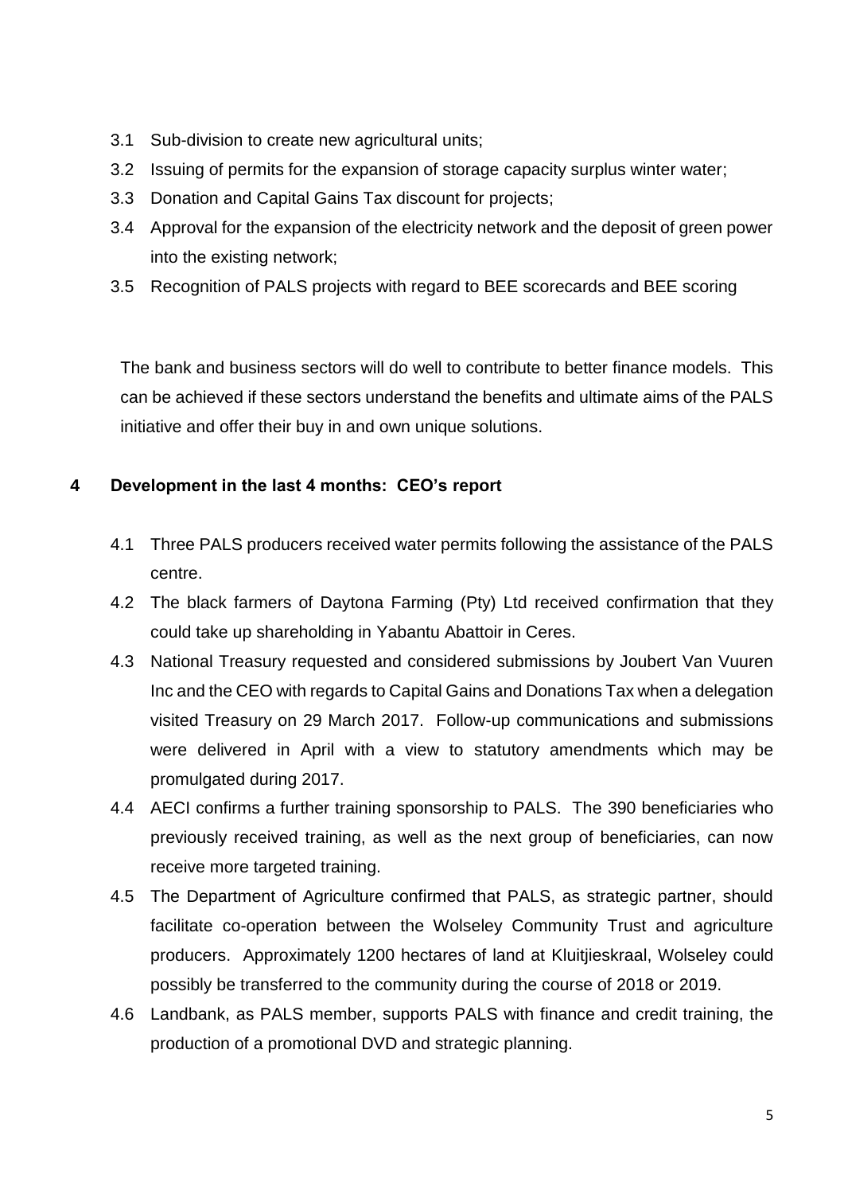3.1 Sub-division to create new agricultural units;

3.2 Issuing of permits for the expansion of storage capacity surplus winter water;

3.3 Donation and Capital Gains Tax discount for projects;

3.4 Approval for the expansion of the electricity network and the deposit of green power into the existing network;

3.5 Recognition of PALS projects with regard to BEE scorecards and BEE scoring

The bank and business sectors will do well to contribute to better finance models. This can be achieved if these sectors understand the benefits and ultimate aims of the PALS initiative and offer their buy in and own unique solutions.

## 4 Development in the last 4 months: CEO's report

4.1 Three PALS producers received water permits following the assistance of the PALS centre.

4.2 The black farmers of Daytona Farming (Pty) Ltd received confirmation that they could take up shareholding in Yabantu Abattoir in Ceres.

4.3 National Treasury requested and considered submissions by Joubert Van Vuuren Inc and the CEO with regards to Capital Gains and Donations Tax when a delegation visited Treasury on 29 March 2017. Follow-up communications and submissions were delivered in April with a view to statutory amendments which may be promulgated during 2017.

4.4 AECI confirms a further training sponsorship to PALS. The 390 beneficiaries who previously received training, as well as the next group of beneficiaries, can now receive more targeted training.

4.5 The Department of Agriculture confirmed that PALS, as strategic partner, should facilitate co-operation between the Wolseley Community Trust and agriculture producers. Approximately 1200 hectares of land at Kluitjieskraal, Wolseley could possibly be transferred to the community during the course of 2018 or 2019.

4.6 Landbank, as PALS member, supports PALS with finance and credit training, the production of a promotional DVD and strategic planning.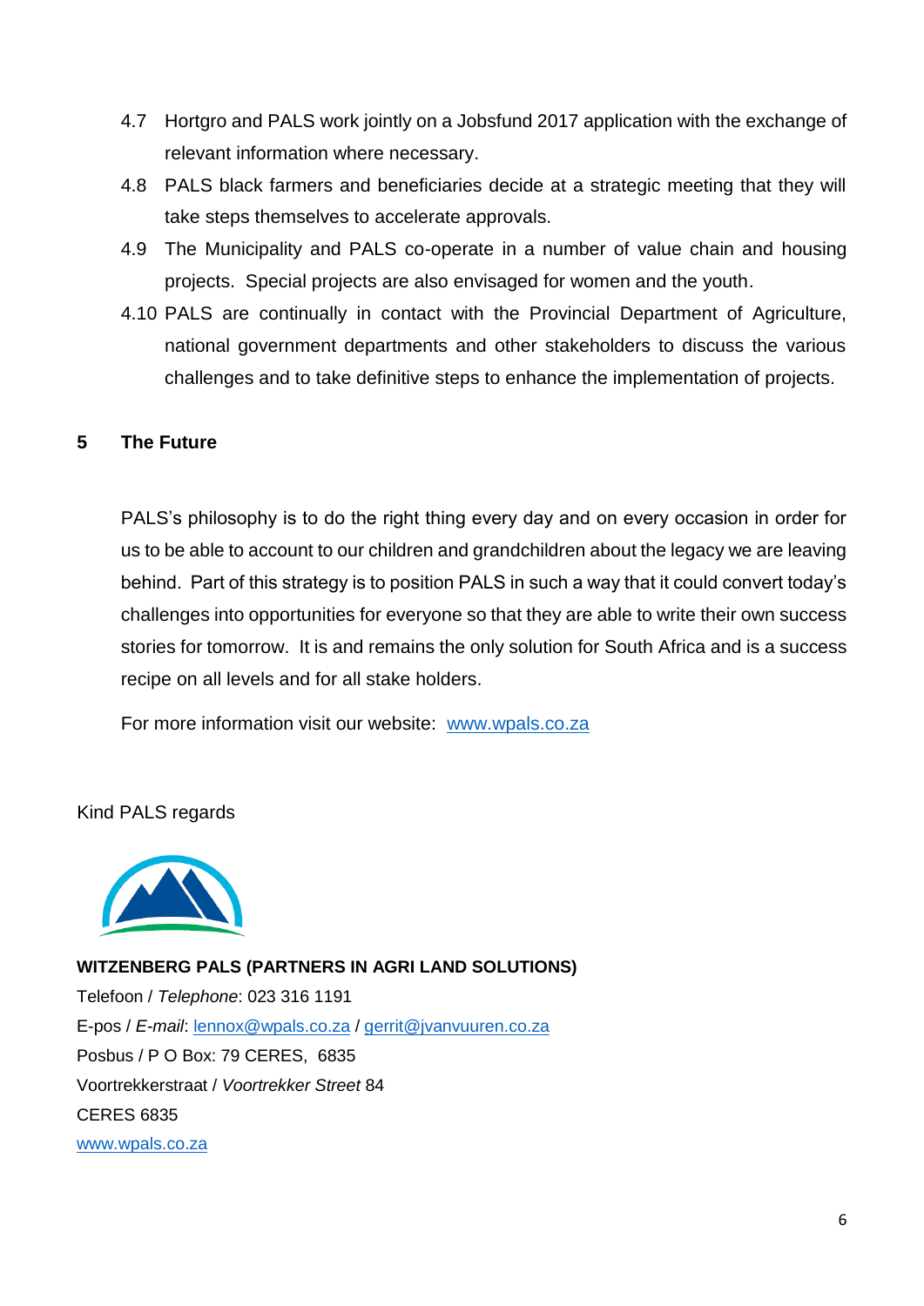4.7 Hortgro and PALS work jointly on a Jobsfund 2017 application with the exchange of relevant information where necessary.

4.8 PALS black farmers and beneficiaries decide at a strategic meeting that they will take steps themselves to accelerate approvals.

4.9 The Municipality and PALS co-operate in a number of value chain and housing projects. Special projects are also envisaged for women and the youth.

4.10 PALS are continually in contact with the Provincial Department of Agriculture, national government departments and other stakeholders to discuss the various challenges and to take definitive steps to enhance the implementation of projects.

## 5 The Future

PALS's philosophy is to do the right thing every day and on every occasion in order for us to be able to account to our children and grandchildren about the legacy we are leaving behind. Part of this strategy is to position PALS in such a way that it could convert today's challenges into opportunities for everyone so that they are able to write their own success stories for tomorrow. It is and remains the only solution for South Africa and is a success recipe on all levels and for all stake holders.

For more information visit our website: www.wpals.co.za

Kind PALS regards

**WITZENBERG PALS (PARTNERS IN AGRI LAND SOLUTIONS)**
Telefoon / *Telephone*: 023 316 1191
E-pos / *E-mail*: lennox@wpals.co.za / gerrit@jvanvuuren.co.za
Posbus / P O Box: 79 CERES, 6835
Voortrekkerstraat / *Voortrekker Street* 84
CERES 6835
www.wpals.co.za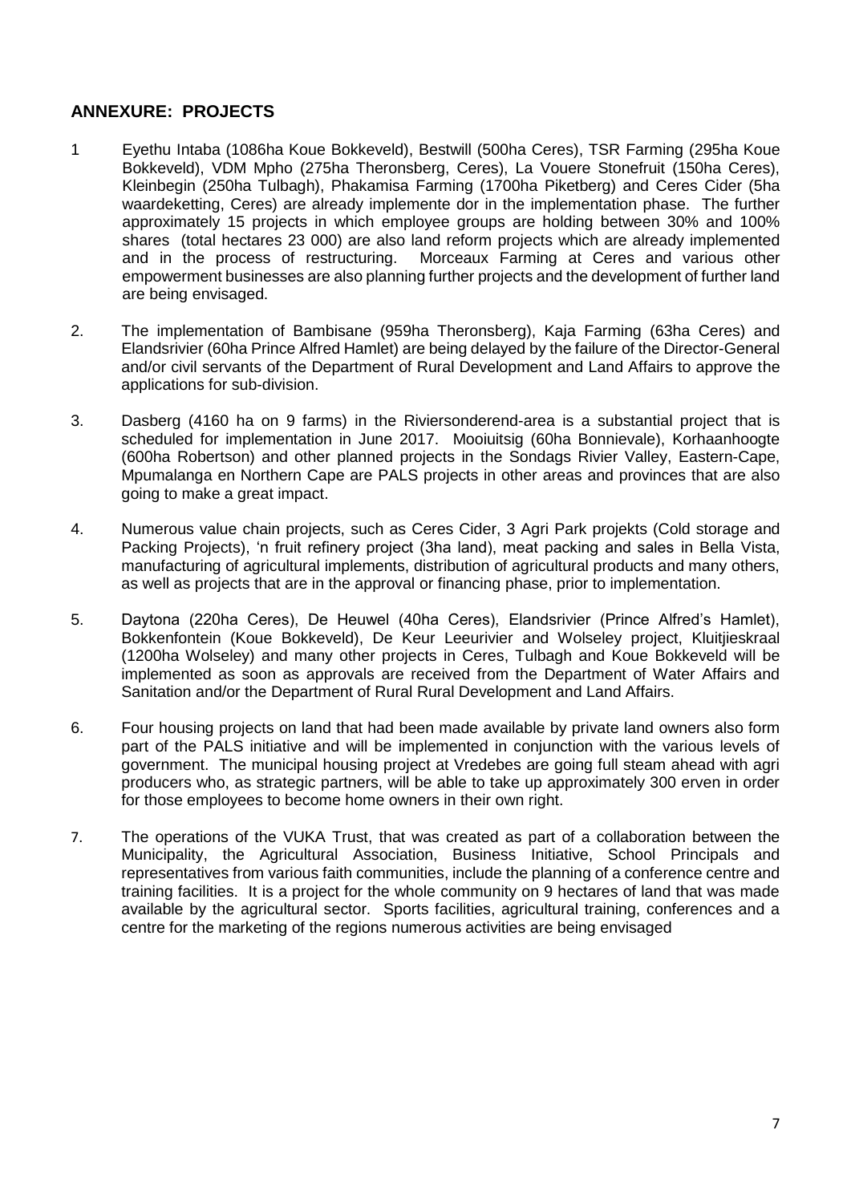## ANNEXURE: PROJECTS

1 Eyethu Intaba (1086ha Koue Bokkeveld), Bestwill (500ha Ceres), TSR Farming (295ha Koue Bokkeveld), VDM Mpho (275ha Theronsberg, Ceres), La Vouere Stonefruit (150ha Ceres), Kleinbegin (250ha Tulbagh), Phakamisa Farming (1700ha Piketberg) and Ceres Cider (5ha waardeketting, Ceres) are already implemente dor in the implementation phase. The further approximately 15 projects in which employee groups are holding between 30% and 100% shares (total hectares 23 000) are also land reform projects which are already implemented and in the process of restructuring. Morceaux Farming at Ceres and various other empowerment businesses are also planning further projects and the development of further land are being envisaged.

2. The implementation of Bambisane (959ha Theronsberg), Kaja Farming (63ha Ceres) and Elandsrivier (60ha Prince Alfred Hamlet) are being delayed by the failure of the Director-General and/or civil servants of the Department of Rural Development and Land Affairs to approve the applications for sub-division.

3. Dasberg (4160 ha on 9 farms) in the Riviersonderend-area is a substantial project that is scheduled for implementation in June 2017. Mooiuitsig (60ha Bonnievale), Korhaanhoogte (600ha Robertson) and other planned projects in the Sondags Rivier Valley, Eastern-Cape, Mpumalanga en Northern Cape are PALS projects in other areas and provinces that are also going to make a great impact.

4. Numerous value chain projects, such as Ceres Cider, 3 Agri Park projekts (Cold storage and Packing Projects), 'n fruit refinery project (3ha land), meat packing and sales in Bella Vista, manufacturing of agricultural implements, distribution of agricultural products and many others, as well as projects that are in the approval or financing phase, prior to implementation.

5. Daytona (220ha Ceres), De Heuwel (40ha Ceres), Elandsrivier (Prince Alfred's Hamlet), Bokkenfontein (Koue Bokkeveld), De Keur Leeurivier and Wolseley project, Kluitjieskraal (1200ha Wolseley) and many other projects in Ceres, Tulbagh and Koue Bokkeveld will be implemented as soon as approvals are received from the Department of Water Affairs and Sanitation and/or the Department of Rural Rural Development and Land Affairs.

6. Four housing projects on land that had been made available by private land owners also form part of the PALS initiative and will be implemented in conjunction with the various levels of government. The municipal housing project at Vredebes are going full steam ahead with agri producers who, as strategic partners, will be able to take up approximately 300 erven in order for those employees to become home owners in their own right.

7. The operations of the VUKA Trust, that was created as part of a collaboration between the Municipality, the Agricultural Association, Business Initiative, School Principals and representatives from various faith communities, include the planning of a conference centre and training facilities. It is a project for the whole community on 9 hectares of land that was made available by the agricultural sector. Sports facilities, agricultural training, conferences and a centre for the marketing of the regions numerous activities are being envisaged